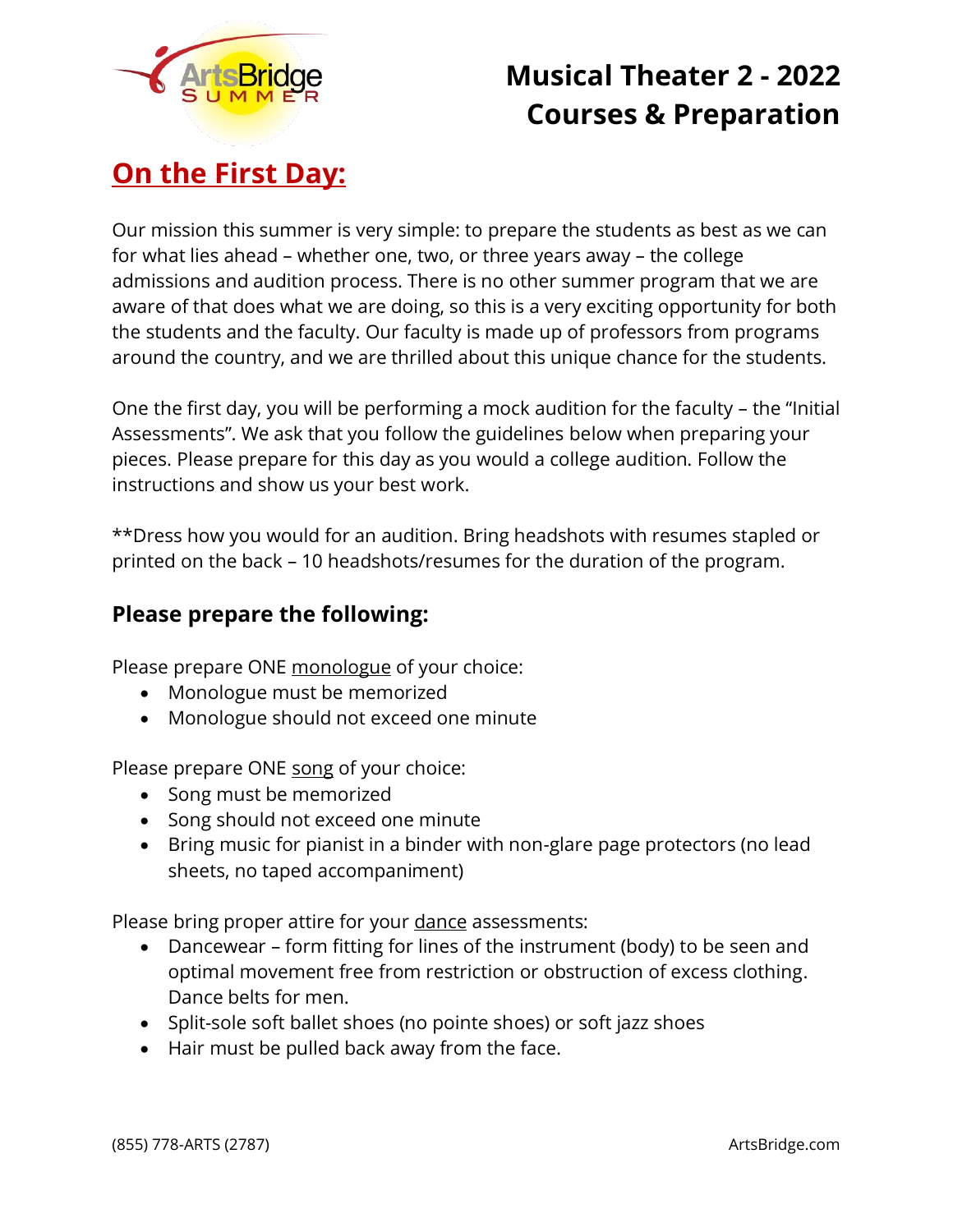# Musical Theater 2 - 2022 Courses & Preparation

## On the First Day:

Our mission this summer is very simple: to prepare the students as best as we can for what lies ahead – whether one, two, or three years away – the college admissions and audition process. There is no other summer program that we are aware of that does what we are doing, so this is a very exciting opportunity for both the students and the faculty. Our faculty is made up of professors from programs around the country, and we are thrilled about this unique chance for the students.

One the first day, you will be performing a mock audition for the faculty – the "Initial Assessments". We ask that you follow the guidelines below when preparing your pieces. Please prepare for this day as you would a college audition. Follow the instructions and show us your best work.

**Dress how you would for an audition. Bring headshots with resumes stapled or printed on the back – 10 headshots/resumes for the duration of the program.

### Please prepare the following:

Please prepare ONE <u>monologue</u> of your choice:

- Monologue must be memorized
- Monologue should not exceed one minute

Please prepare ONE <u>song</u> of your choice:

- Song must be memorized
- Song should not exceed one minute
- Bring music for pianist in a binder with non-glare page protectors (no lead sheets, no taped accompaniment)

Please bring proper attire for your <u>dance</u> assessments:

- Dancewear – form fitting for lines of the instrument (body) to be seen and optimal movement free from restriction or obstruction of excess clothing. Dance belts for men.
- Split-sole soft ballet shoes (no pointe shoes) or soft jazz shoes
- Hair must be pulled back away from the face.

(855) 778-ARTS (2787) ArtsBridge.com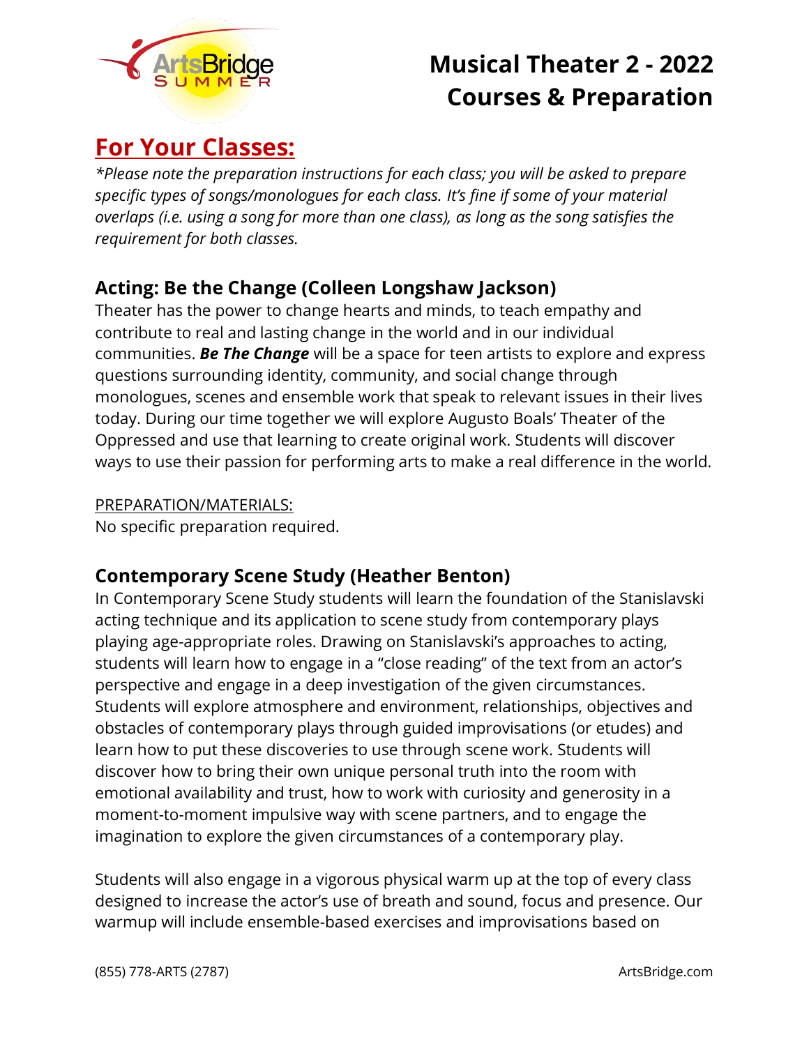# Musical Theater 2 - 2022 Courses & Preparation

## For Your Classes:

*\*Please note the preparation instructions for each class; you will be asked to prepare specific types of songs/monologues for each class. It's fine if some of your material overlaps (i.e. using a song for more than one class), as long as the song satisfies the requirement for both classes.*

### Acting: Be the Change (Colleen Longshaw Jackson)

Theater has the power to change hearts and minds, to teach empathy and contribute to real and lasting change in the world and in our individual communities. ***Be The Change*** will be a space for teen artists to explore and express questions surrounding identity, community, and social change through monologues, scenes and ensemble work that speak to relevant issues in their lives today. During our time together we will explore Augusto Boals' Theater of the Oppressed and use that learning to create original work. Students will discover ways to use their passion for performing arts to make a real difference in the world.

PREPARATION/MATERIALS:
No specific preparation required.

### Contemporary Scene Study (Heather Benton)

In Contemporary Scene Study students will learn the foundation of the Stanislavski acting technique and its application to scene study from contemporary plays playing age-appropriate roles. Drawing on Stanislavski's approaches to acting, students will learn how to engage in a "close reading" of the text from an actor's perspective and engage in a deep investigation of the given circumstances. Students will explore atmosphere and environment, relationships, objectives and obstacles of contemporary plays through guided improvisations (or etudes) and learn how to put these discoveries to use through scene work. Students will discover how to bring their own unique personal truth into the room with emotional availability and trust, how to work with curiosity and generosity in a moment-to-moment impulsive way with scene partners, and to engage the imagination to explore the given circumstances of a contemporary play.

Students will also engage in a vigorous physical warm up at the top of every class designed to increase the actor's use of breath and sound, focus and presence. Our warmup will include ensemble-based exercises and improvisations based on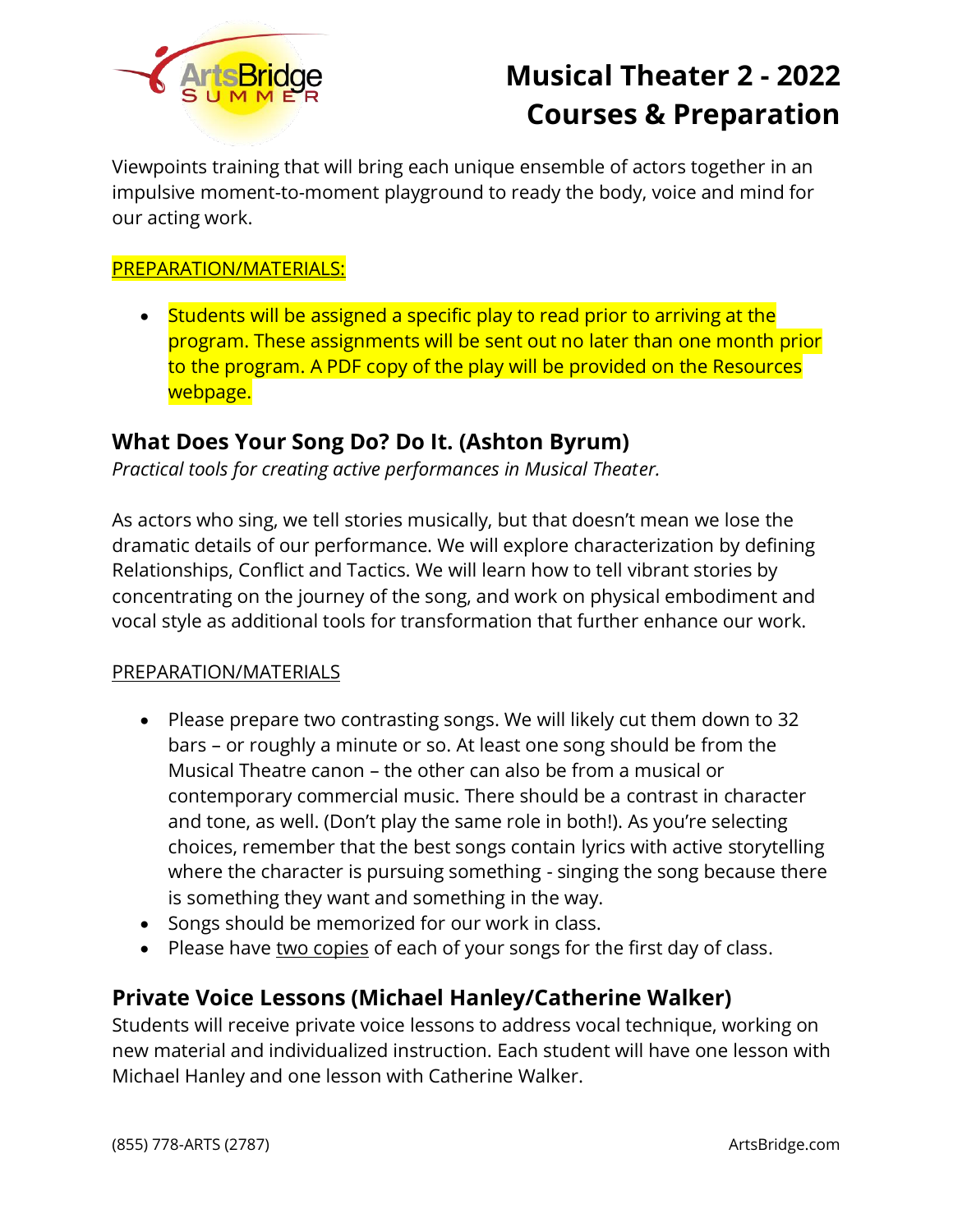Viewpoints training that will bring each unique ensemble of actors together in an impulsive moment-to-moment playground to ready the body, voice and mind for our acting work.

PREPARATION/MATERIALS:

- Students will be assigned a specific play to read prior to arriving at the program. These assignments will be sent out no later than one month prior to the program. A PDF copy of the play will be provided on the Resources webpage.

## What Does Your Song Do? Do It. (Ashton Byrum)

*Practical tools for creating active performances in Musical Theater.*

As actors who sing, we tell stories musically, but that doesn't mean we lose the dramatic details of our performance. We will explore characterization by defining Relationships, Conflict and Tactics. We will learn how to tell vibrant stories by concentrating on the journey of the song, and work on physical embodiment and vocal style as additional tools for transformation that further enhance our work.

PREPARATION/MATERIALS

- Please prepare two contrasting songs. We will likely cut them down to 32 bars – or roughly a minute or so. At least one song should be from the Musical Theatre canon – the other can also be from a musical or contemporary commercial music. There should be a contrast in character and tone, as well. (Don't play the same role in both!). As you're selecting choices, remember that the best songs contain lyrics with active storytelling where the character is pursuing something - singing the song because there is something they want and something in the way.
- Songs should be memorized for our work in class.
- Please have two copies of each of your songs for the first day of class.

## Private Voice Lessons (Michael Hanley/Catherine Walker)

Students will receive private voice lessons to address vocal technique, working on new material and individualized instruction. Each student will have one lesson with Michael Hanley and one lesson with Catherine Walker.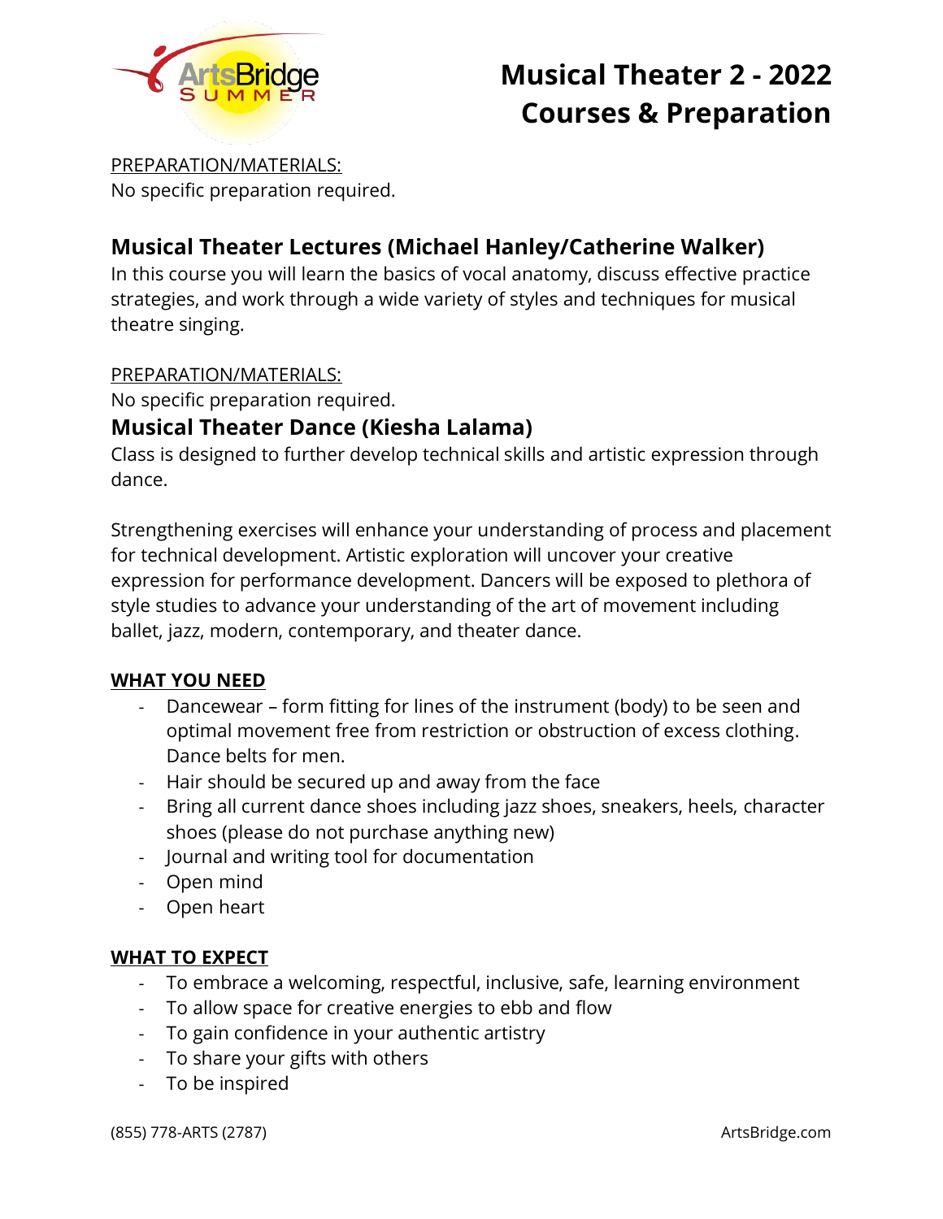# Musical Theater 2 - 2022 Courses & Preparation

PREPARATION/MATERIALS:
No specific preparation required.

## Musical Theater Lectures (Michael Hanley/Catherine Walker)

In this course you will learn the basics of vocal anatomy, discuss effective practice strategies, and work through a wide variety of styles and techniques for musical theatre singing.

PREPARATION/MATERIALS:
No specific preparation required.

## Musical Theater Dance (Kiesha Lalama)

Class is designed to further develop technical skills and artistic expression through dance.

Strengthening exercises will enhance your understanding of process and placement for technical development. Artistic exploration will uncover your creative expression for performance development. Dancers will be exposed to plethora of style studies to advance your understanding of the art of movement including ballet, jazz, modern, contemporary, and theater dance.

**WHAT YOU NEED**

- Dancewear – form fitting for lines of the instrument (body) to be seen and optimal movement free from restriction or obstruction of excess clothing. Dance belts for men.
- Hair should be secured up and away from the face
- Bring all current dance shoes including jazz shoes, sneakers, heels, character shoes (please do not purchase anything new)
- Journal and writing tool for documentation
- Open mind
- Open heart

**WHAT TO EXPECT**

- To embrace a welcoming, respectful, inclusive, safe, learning environment
- To allow space for creative energies to ebb and flow
- To gain confidence in your authentic artistry
- To share your gifts with others
- To be inspired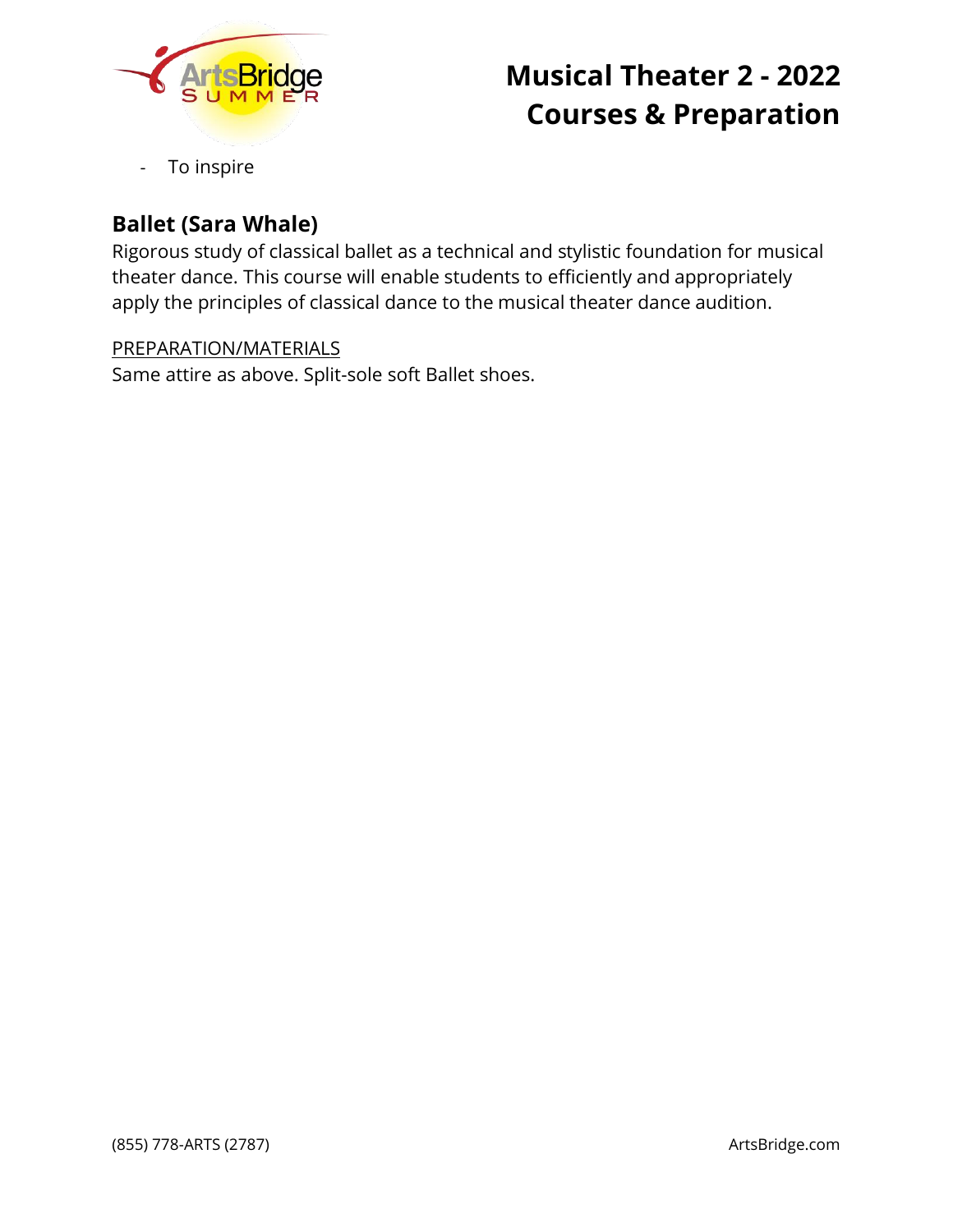- To inspire

## Ballet (Sara Whale)

Rigorous study of classical ballet as a technical and stylistic foundation for musical theater dance. This course will enable students to efficiently and appropriately apply the principles of classical dance to the musical theater dance audition.

PREPARATION/MATERIALS

Same attire as above. Split-sole soft Ballet shoes.